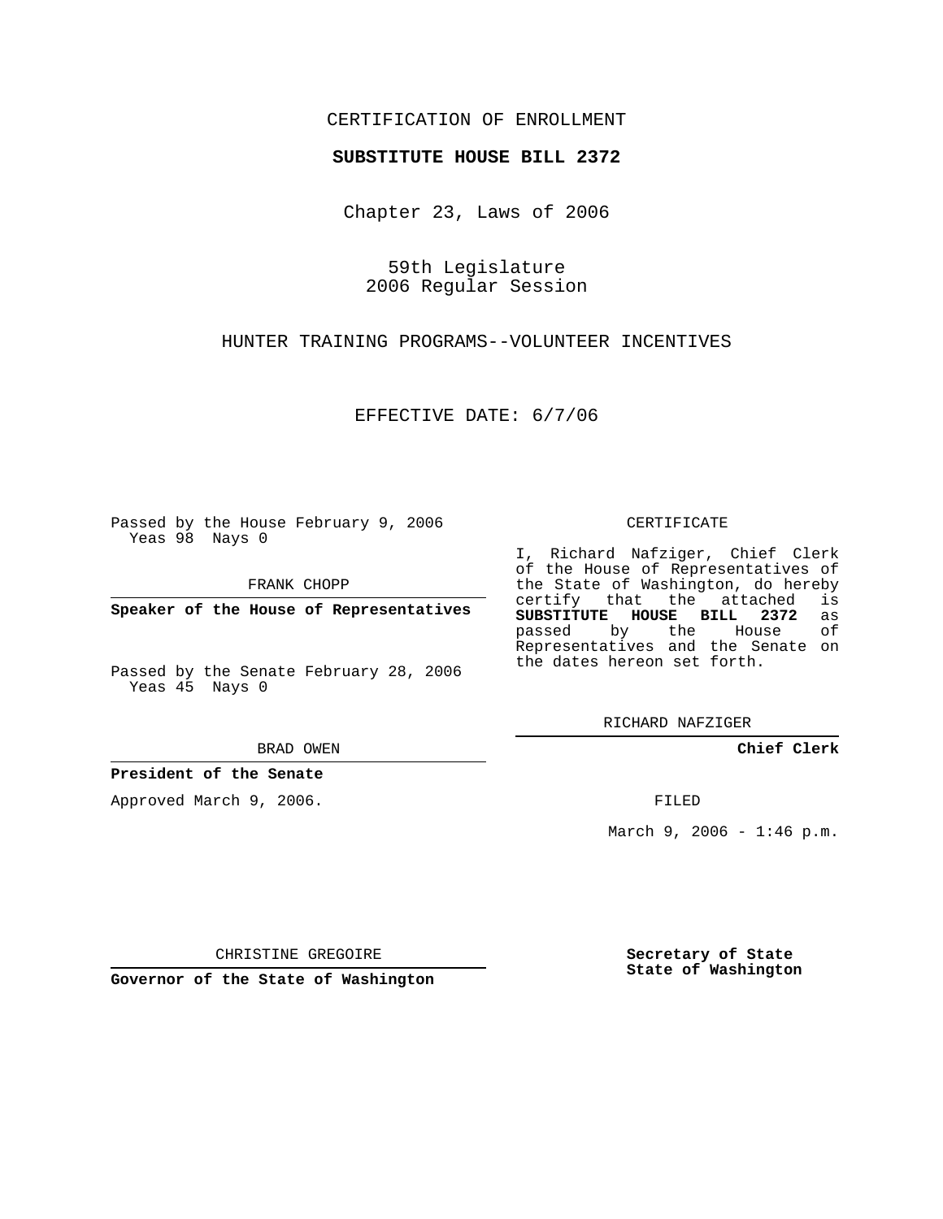CERTIFICATION OF ENROLLMENT

**SUBSTITUTE HOUSE BILL 2372**

Chapter 23, Laws of 2006

59th Legislature
2006 Regular Session

HUNTER TRAINING PROGRAMS--VOLUNTEER INCENTIVES

EFFECTIVE DATE: 6/7/06

Passed by the House February 9, 2006
Yeas 98 Nays 0

FRANK CHOPP

**Speaker of the House of Representatives**

Passed by the Senate February 28, 2006
Yeas 45 Nays 0

BRAD OWEN

**President of the Senate**

Approved March 9, 2006.

CHRISTINE GREGOIRE

**Governor of the State of Washington**

CERTIFICATE

I, Richard Nafziger, Chief Clerk of the House of Representatives of the State of Washington, do hereby certify that the attached is **SUBSTITUTE HOUSE BILL 2372** as passed by the House of Representatives and the Senate on the dates hereon set forth.

RICHARD NAFZIGER

**Chief Clerk**

FILED

March 9, 2006 - 1:46 p.m.

**Secretary of State**
**State of Washington**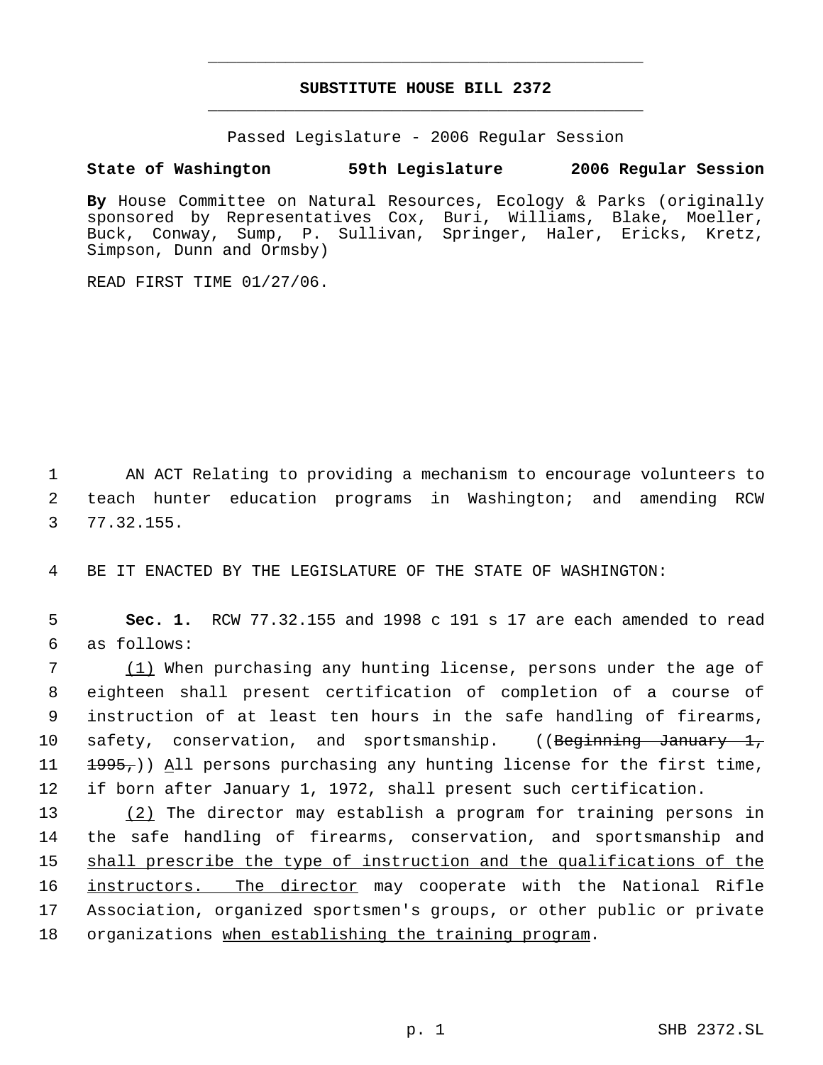**SUBSTITUTE HOUSE BILL 2372**

Passed Legislature - 2006 Regular Session

**State of Washington 59th Legislature 2006 Regular Session**

**By** House Committee on Natural Resources, Ecology & Parks (originally sponsored by Representatives Cox, Buri, Williams, Blake, Moeller, Buck, Conway, Sump, P. Sullivan, Springer, Haler, Ericks, Kretz, Simpson, Dunn and Ormsby)

READ FIRST TIME 01/27/06.

AN ACT Relating to providing a mechanism to encourage volunteers to teach hunter education programs in Washington; and amending RCW 77.32.155.

BE IT ENACTED BY THE LEGISLATURE OF THE STATE OF WASHINGTON:

**Sec. 1.** RCW 77.32.155 and 1998 c 191 s 17 are each amended to read as follows:

<u>(1)</u> When purchasing any hunting license, persons under the age of eighteen shall present certification of completion of a course of instruction of at least ten hours in the safe handling of firearms, safety, conservation, and sportsmanship. ((~~Beginning January 1, 1995,~~)) <u>A</u>ll persons purchasing any hunting license for the first time, if born after January 1, 1972, shall present such certification.

<u>(2)</u> The director may establish a program for training persons in the safe handling of firearms, conservation, and sportsmanship and <u>shall prescribe the type of instruction and the qualifications of the instructors. The director</u> may cooperate with the National Rifle Association, organized sportsmen's groups, or other public or private organizations <u>when establishing the training program</u>.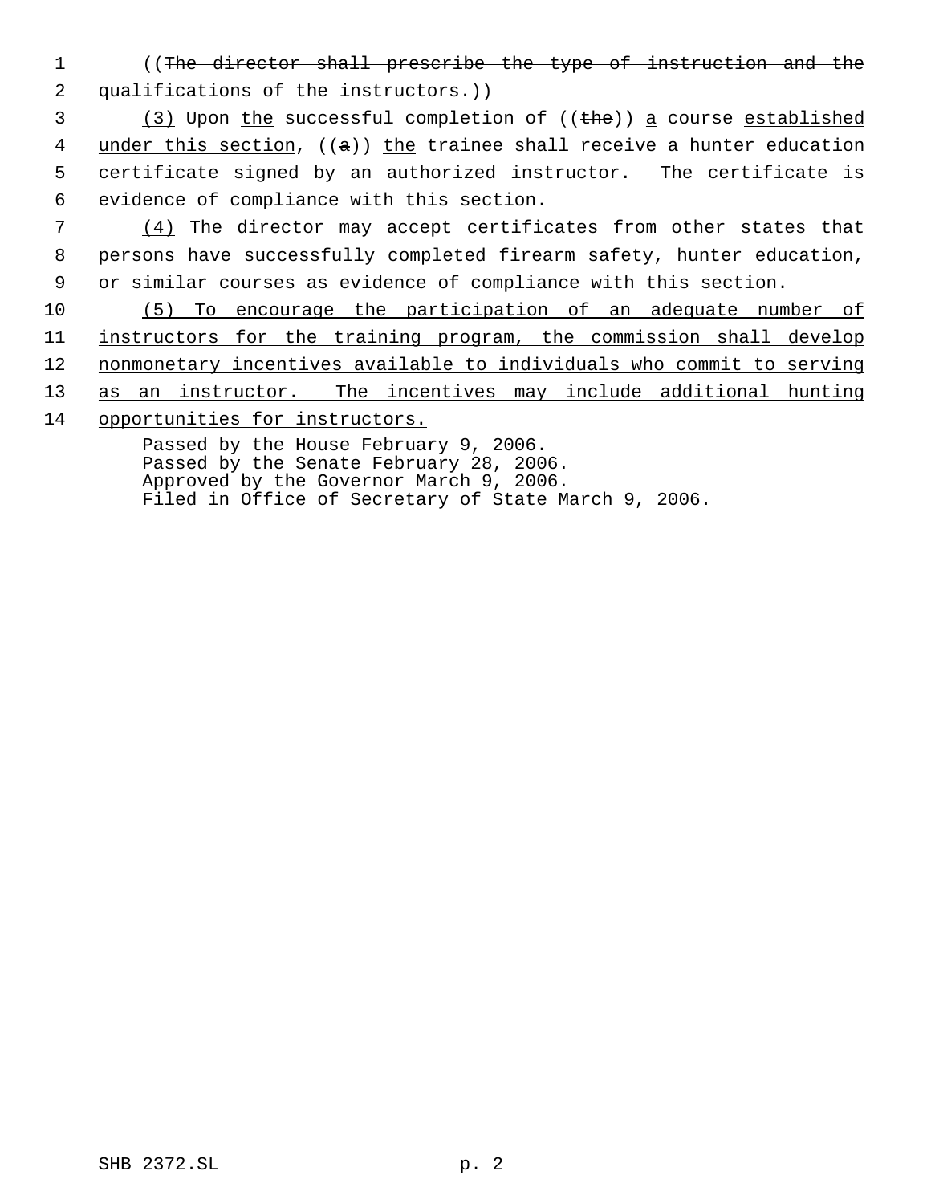((~~The director shall prescribe the type of instruction and the qualifications of the instructors.~~))

(3) Upon the successful completion of ((~~the~~)) a course established under this section, ((~~a~~)) the trainee shall receive a hunter education certificate signed by an authorized instructor. The certificate is evidence of compliance with this section.

(4) The director may accept certificates from other states that persons have successfully completed firearm safety, hunter education, or similar courses as evidence of compliance with this section.

(5) To encourage the participation of an adequate number of instructors for the training program, the commission shall develop nonmonetary incentives available to individuals who commit to serving as an instructor. The incentives may include additional hunting opportunities for instructors.

Passed by the House February 9, 2006.
Passed by the Senate February 28, 2006.
Approved by the Governor March 9, 2006.
Filed in Office of Secretary of State March 9, 2006.